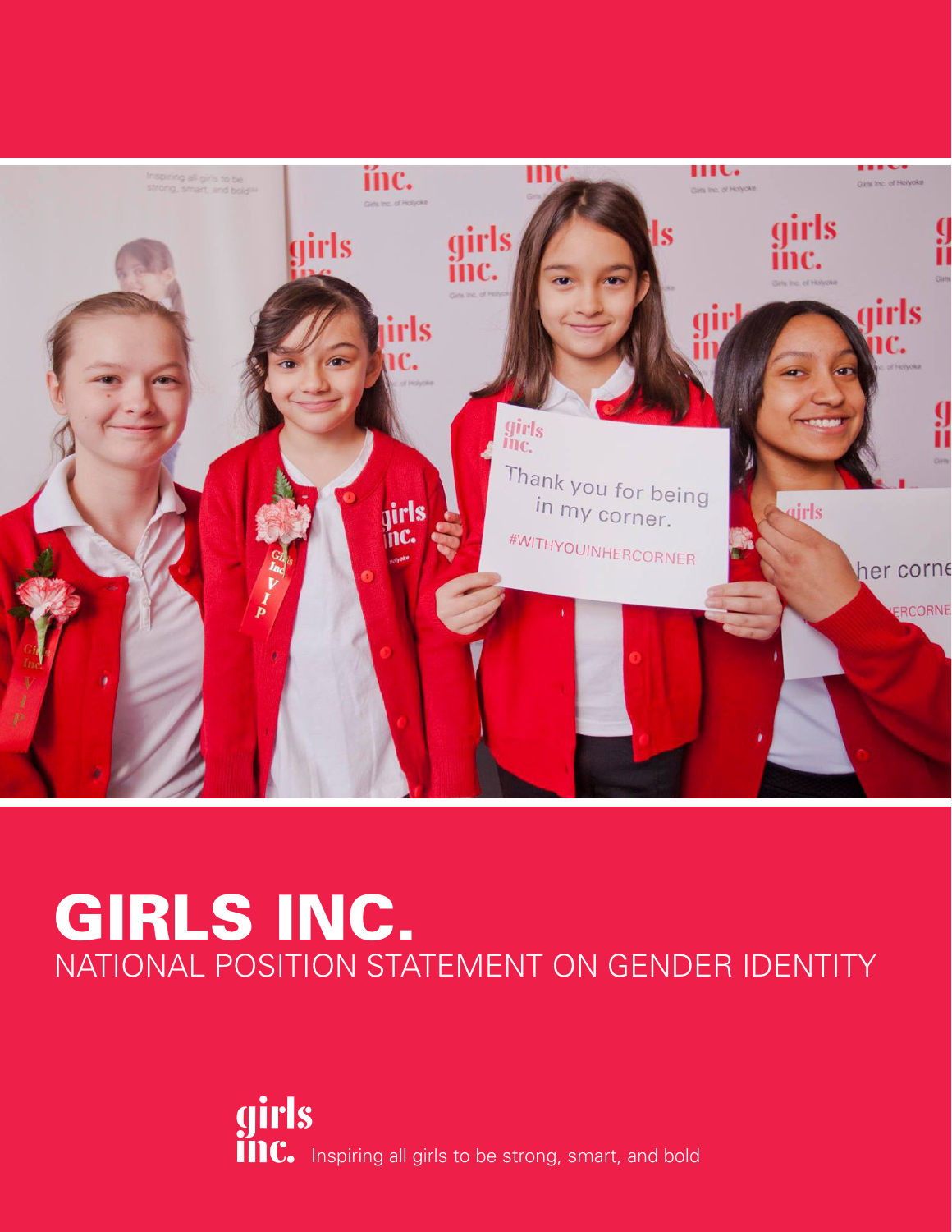# GIRLS INC.
## NATIONAL POSITION STATEMENT ON GENDER IDENTITY

girls inc. Inspiring all girls to be strong, smart, and bold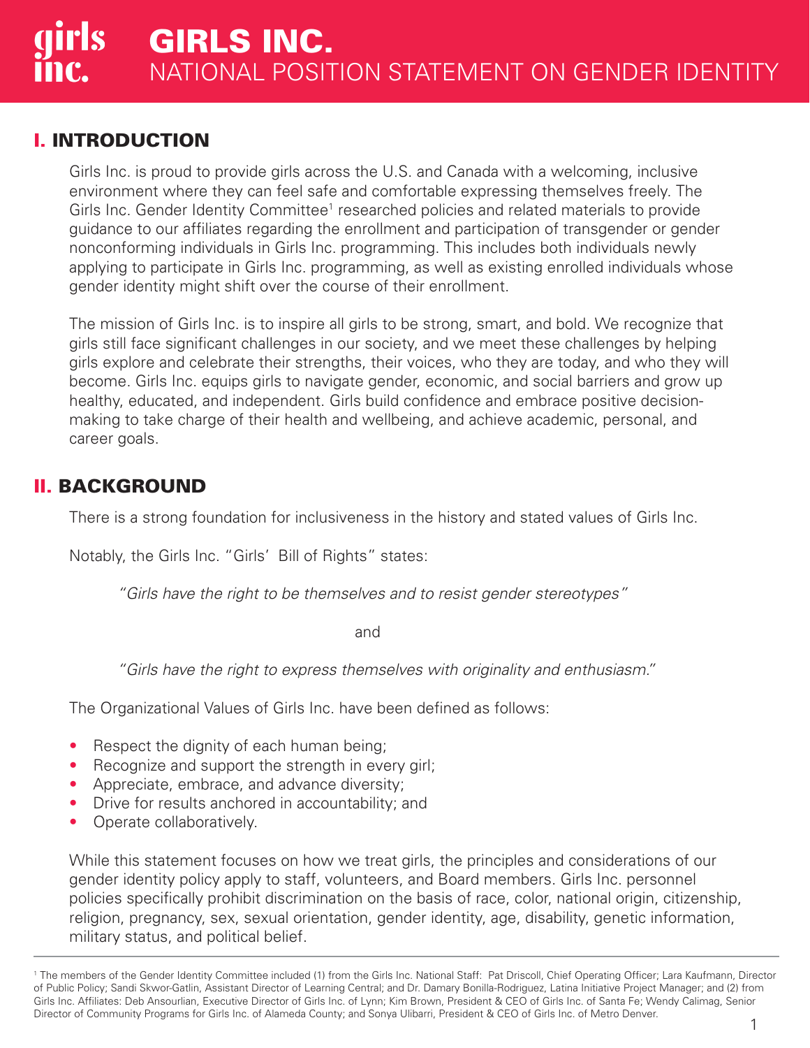# GIRLS INC.
## NATIONAL POSITION STATEMENT ON GENDER IDENTITY

## I. INTRODUCTION

Girls Inc. is proud to provide girls across the U.S. and Canada with a welcoming, inclusive environment where they can feel safe and comfortable expressing themselves freely. The Girls Inc. Gender Identity Committee[1] researched policies and related materials to provide guidance to our affiliates regarding the enrollment and participation of transgender or gender nonconforming individuals in Girls Inc. programming. This includes both individuals newly applying to participate in Girls Inc. programming, as well as existing enrolled individuals whose gender identity might shift over the course of their enrollment.

The mission of Girls Inc. is to inspire all girls to be strong, smart, and bold. We recognize that girls still face significant challenges in our society, and we meet these challenges by helping girls explore and celebrate their strengths, their voices, who they are today, and who they will become. Girls Inc. equips girls to navigate gender, economic, and social barriers and grow up healthy, educated, and independent. Girls build confidence and embrace positive decision-making to take charge of their health and wellbeing, and achieve academic, personal, and career goals.

## II. BACKGROUND

There is a strong foundation for inclusiveness in the history and stated values of Girls Inc.

Notably, the Girls Inc. "Girls' Bill of Rights" states:

> "*Girls have the right to be themselves and to resist gender stereotypes*"
>
> and
>
> "*Girls have the right to express themselves with originality and enthusiasm.*"

The Organizational Values of Girls Inc. have been defined as follows:

- Respect the dignity of each human being;
- Recognize and support the strength in every girl;
- Appreciate, embrace, and advance diversity;
- Drive for results anchored in accountability; and
- Operate collaboratively.

While this statement focuses on how we treat girls, the principles and considerations of our gender identity policy apply to staff, volunteers, and Board members. Girls Inc. personnel policies specifically prohibit discrimination on the basis of race, color, national origin, citizenship, religion, pregnancy, sex, sexual orientation, gender identity, age, disability, genetic information, military status, and political belief.

---

[1] The members of the Gender Identity Committee included (1) from the Girls Inc. National Staff: Pat Driscoll, Chief Operating Officer; Lara Kaufmann, Director of Public Policy; Sandi Skwor-Gatlin, Assistant Director of Learning Central; and Dr. Damary Bonilla-Rodriguez, Latina Initiative Project Manager; and (2) from Girls Inc. Affiliates: Deb Ansourlian, Executive Director of Girls Inc. of Lynn; Kim Brown, President & CEO of Girls Inc. of Santa Fe; Wendy Calimag, Senior Director of Community Programs for Girls Inc. of Alameda County; and Sonya Ulibarri, President & CEO of Girls Inc. of Metro Denver.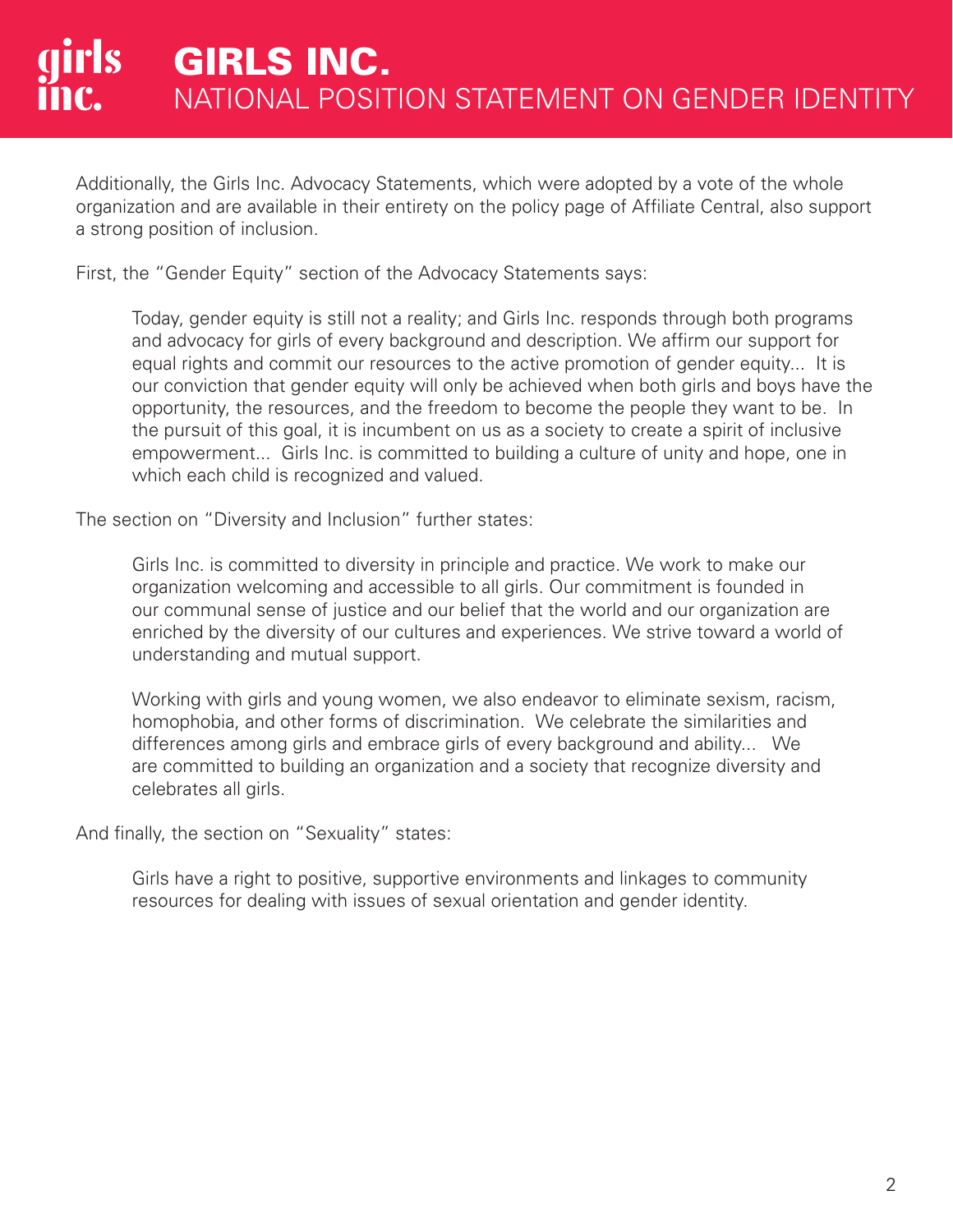Additionally, the Girls Inc. Advocacy Statements, which were adopted by a vote of the whole organization and are available in their entirety on the policy page of Affiliate Central, also support a strong position of inclusion.

First, the "Gender Equity" section of the Advocacy Statements says:

> Today, gender equity is still not a reality; and Girls Inc. responds through both programs and advocacy for girls of every background and description. We affirm our support for equal rights and commit our resources to the active promotion of gender equity... It is our conviction that gender equity will only be achieved when both girls and boys have the opportunity, the resources, and the freedom to become the people they want to be. In the pursuit of this goal, it is incumbent on us as a society to create a spirit of inclusive empowerment... Girls Inc. is committed to building a culture of unity and hope, one in which each child is recognized and valued.

The section on "Diversity and Inclusion" further states:

> Girls Inc. is committed to diversity in principle and practice. We work to make our organization welcoming and accessible to all girls. Our commitment is founded in our communal sense of justice and our belief that the world and our organization are enriched by the diversity of our cultures and experiences. We strive toward a world of understanding and mutual support.
>
> Working with girls and young women, we also endeavor to eliminate sexism, racism, homophobia, and other forms of discrimination. We celebrate the similarities and differences among girls and embrace girls of every background and ability... We are committed to building an organization and a society that recognize diversity and celebrates all girls.

And finally, the section on "Sexuality" states:

> Girls have a right to positive, supportive environments and linkages to community resources for dealing with issues of sexual orientation and gender identity.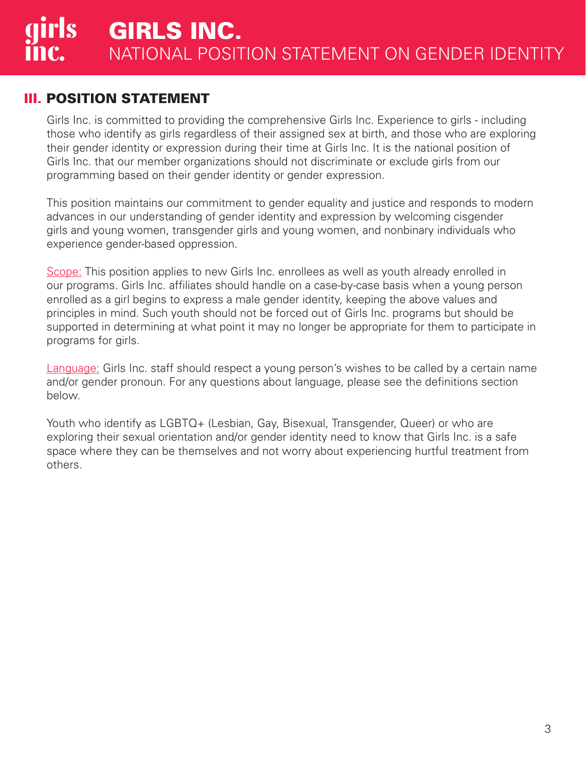## III. POSITION STATEMENT

Girls Inc. is committed to providing the comprehensive Girls Inc. Experience to girls - including those who identify as girls regardless of their assigned sex at birth, and those who are exploring their gender identity or expression during their time at Girls Inc. It is the national position of Girls Inc. that our member organizations should not discriminate or exclude girls from our programming based on their gender identity or gender expression.

This position maintains our commitment to gender equality and justice and responds to modern advances in our understanding of gender identity and expression by welcoming cisgender girls and young women, transgender girls and young women, and nonbinary individuals who experience gender-based oppression.

Scope: This position applies to new Girls Inc. enrollees as well as youth already enrolled in our programs. Girls Inc. affiliates should handle on a case-by-case basis when a young person enrolled as a girl begins to express a male gender identity, keeping the above values and principles in mind. Such youth should not be forced out of Girls Inc. programs but should be supported in determining at what point it may no longer be appropriate for them to participate in programs for girls.

Language: Girls Inc. staff should respect a young person's wishes to be called by a certain name and/or gender pronoun. For any questions about language, please see the definitions section below.

Youth who identify as LGBTQ+ (Lesbian, Gay, Bisexual, Transgender, Queer) or who are exploring their sexual orientation and/or gender identity need to know that Girls Inc. is a safe space where they can be themselves and not worry about experiencing hurtful treatment from others.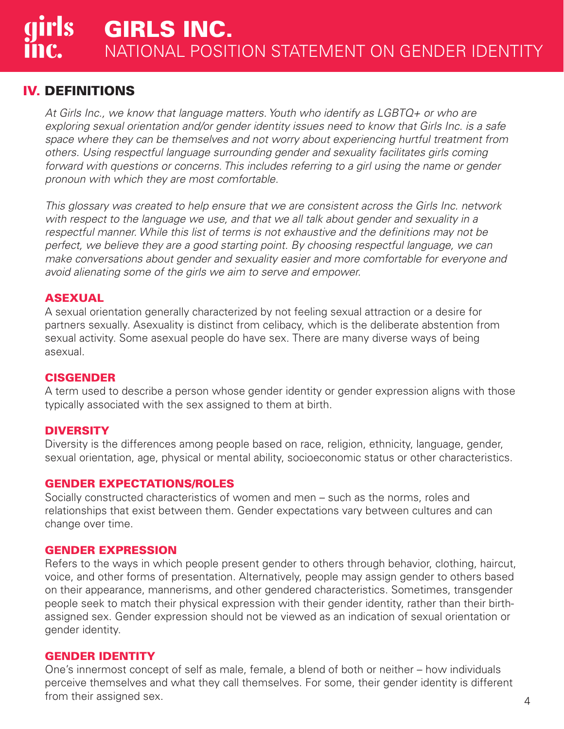## IV. DEFINITIONS

*At Girls Inc., we know that language matters. Youth who identify as LGBTQ+ or who are exploring sexual orientation and/or gender identity issues need to know that Girls Inc. is a safe space where they can be themselves and not worry about experiencing hurtful treatment from others. Using respectful language surrounding gender and sexuality facilitates girls coming forward with questions or concerns. This includes referring to a girl using the name or gender pronoun with which they are most comfortable.*

*This glossary was created to help ensure that we are consistent across the Girls Inc. network with respect to the language we use, and that we all talk about gender and sexuality in a respectful manner. While this list of terms is not exhaustive and the definitions may not be perfect, we believe they are a good starting point. By choosing respectful language, we can make conversations about gender and sexuality easier and more comfortable for everyone and avoid alienating some of the girls we aim to serve and empower.*

### ASEXUAL

A sexual orientation generally characterized by not feeling sexual attraction or a desire for partners sexually. Asexuality is distinct from celibacy, which is the deliberate abstention from sexual activity. Some asexual people do have sex. There are many diverse ways of being asexual.

### CISGENDER

A term used to describe a person whose gender identity or gender expression aligns with those typically associated with the sex assigned to them at birth.

### DIVERSITY

Diversity is the differences among people based on race, religion, ethnicity, language, gender, sexual orientation, age, physical or mental ability, socioeconomic status or other characteristics.

### GENDER EXPECTATIONS/ROLES

Socially constructed characteristics of women and men – such as the norms, roles and relationships that exist between them. Gender expectations vary between cultures and can change over time.

### GENDER EXPRESSION

Refers to the ways in which people present gender to others through behavior, clothing, haircut, voice, and other forms of presentation. Alternatively, people may assign gender to others based on their appearance, mannerisms, and other gendered characteristics. Sometimes, transgender people seek to match their physical expression with their gender identity, rather than their birth-assigned sex. Gender expression should not be viewed as an indication of sexual orientation or gender identity.

### GENDER IDENTITY

One's innermost concept of self as male, female, a blend of both or neither – how individuals perceive themselves and what they call themselves. For some, their gender identity is different from their assigned sex.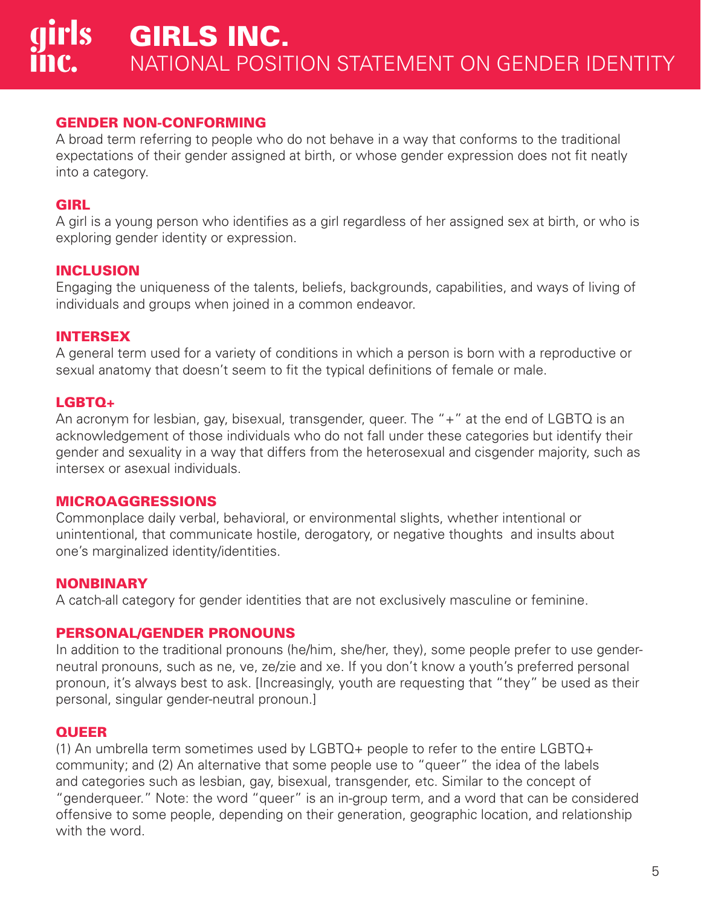# GIRLS INC.

## NATIONAL POSITION STATEMENT ON GENDER IDENTITY

### GENDER NON-CONFORMING

A broad term referring to people who do not behave in a way that conforms to the traditional expectations of their gender assigned at birth, or whose gender expression does not fit neatly into a category.

### GIRL

A girl is a young person who identifies as a girl regardless of her assigned sex at birth, or who is exploring gender identity or expression.

### INCLUSION

Engaging the uniqueness of the talents, beliefs, backgrounds, capabilities, and ways of living of individuals and groups when joined in a common endeavor.

### INTERSEX

A general term used for a variety of conditions in which a person is born with a reproductive or sexual anatomy that doesn't seem to fit the typical definitions of female or male.

### LGBTQ+

An acronym for lesbian, gay, bisexual, transgender, queer. The "+" at the end of LGBTQ is an acknowledgement of those individuals who do not fall under these categories but identify their gender and sexuality in a way that differs from the heterosexual and cisgender majority, such as intersex or asexual individuals.

### MICROAGGRESSIONS

Commonplace daily verbal, behavioral, or environmental slights, whether intentional or unintentional, that communicate hostile, derogatory, or negative thoughts and insults about one's marginalized identity/identities.

### NONBINARY

A catch-all category for gender identities that are not exclusively masculine or feminine.

### PERSONAL/GENDER PRONOUNS

In addition to the traditional pronouns (he/him, she/her, they), some people prefer to use gender-neutral pronouns, such as ne, ve, ze/zie and xe. If you don't know a youth's preferred personal pronoun, it's always best to ask. [Increasingly, youth are requesting that "they" be used as their personal, singular gender-neutral pronoun.]

### QUEER

(1) An umbrella term sometimes used by LGBTQ+ people to refer to the entire LGBTQ+ community; and (2) An alternative that some people use to "queer" the idea of the labels and categories such as lesbian, gay, bisexual, transgender, etc. Similar to the concept of "genderqueer." Note: the word "queer" is an in-group term, and a word that can be considered offensive to some people, depending on their generation, geographic location, and relationship with the word.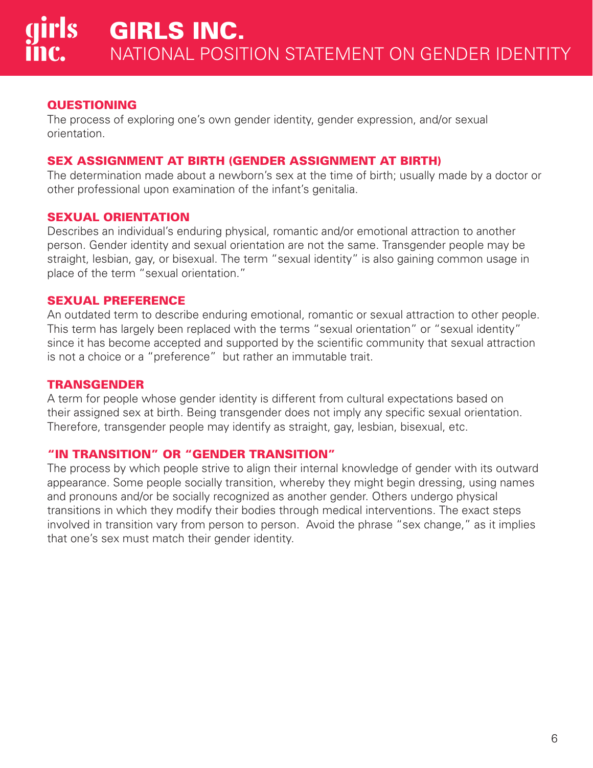### QUESTIONING

The process of exploring one's own gender identity, gender expression, and/or sexual orientation.

### SEX ASSIGNMENT AT BIRTH (GENDER ASSIGNMENT AT BIRTH)

The determination made about a newborn's sex at the time of birth; usually made by a doctor or other professional upon examination of the infant's genitalia.

### SEXUAL ORIENTATION

Describes an individual's enduring physical, romantic and/or emotional attraction to another person. Gender identity and sexual orientation are not the same. Transgender people may be straight, lesbian, gay, or bisexual. The term "sexual identity" is also gaining common usage in place of the term "sexual orientation."

### SEXUAL PREFERENCE

An outdated term to describe enduring emotional, romantic or sexual attraction to other people. This term has largely been replaced with the terms "sexual orientation" or "sexual identity" since it has become accepted and supported by the scientific community that sexual attraction is not a choice or a "preference" but rather an immutable trait.

### TRANSGENDER

A term for people whose gender identity is different from cultural expectations based on their assigned sex at birth. Being transgender does not imply any specific sexual orientation. Therefore, transgender people may identify as straight, gay, lesbian, bisexual, etc.

### "IN TRANSITION" OR "GENDER TRANSITION"

The process by which people strive to align their internal knowledge of gender with its outward appearance. Some people socially transition, whereby they might begin dressing, using names and pronouns and/or be socially recognized as another gender. Others undergo physical transitions in which they modify their bodies through medical interventions. The exact steps involved in transition vary from person to person. Avoid the phrase "sex change," as it implies that one's sex must match their gender identity.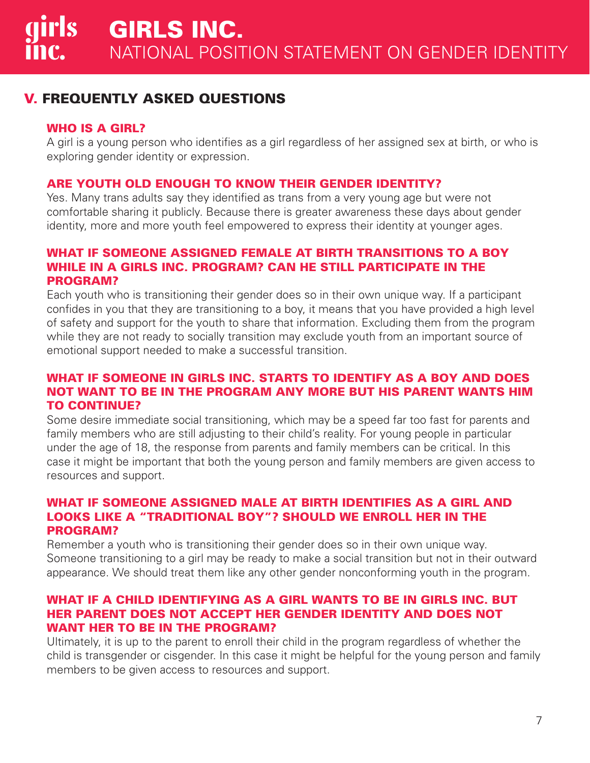## V. FREQUENTLY ASKED QUESTIONS

### WHO IS A GIRL?

A girl is a young person who identifies as a girl regardless of her assigned sex at birth, or who is exploring gender identity or expression.

### ARE YOUTH OLD ENOUGH TO KNOW THEIR GENDER IDENTITY?

Yes. Many trans adults say they identified as trans from a very young age but were not comfortable sharing it publicly. Because there is greater awareness these days about gender identity, more and more youth feel empowered to express their identity at younger ages.

### WHAT IF SOMEONE ASSIGNED FEMALE AT BIRTH TRANSITIONS TO A BOY WHILE IN A GIRLS INC. PROGRAM? CAN HE STILL PARTICIPATE IN THE PROGRAM?

Each youth who is transitioning their gender does so in their own unique way. If a participant confides in you that they are transitioning to a boy, it means that you have provided a high level of safety and support for the youth to share that information. Excluding them from the program while they are not ready to socially transition may exclude youth from an important source of emotional support needed to make a successful transition.

### WHAT IF SOMEONE IN GIRLS INC. STARTS TO IDENTIFY AS A BOY AND DOES NOT WANT TO BE IN THE PROGRAM ANY MORE BUT HIS PARENT WANTS HIM TO CONTINUE?

Some desire immediate social transitioning, which may be a speed far too fast for parents and family members who are still adjusting to their child's reality. For young people in particular under the age of 18, the response from parents and family members can be critical. In this case it might be important that both the young person and family members are given access to resources and support.

### WHAT IF SOMEONE ASSIGNED MALE AT BIRTH IDENTIFIES AS A GIRL AND LOOKS LIKE A "TRADITIONAL BOY"? SHOULD WE ENROLL HER IN THE PROGRAM?

Remember a youth who is transitioning their gender does so in their own unique way. Someone transitioning to a girl may be ready to make a social transition but not in their outward appearance. We should treat them like any other gender nonconforming youth in the program.

### WHAT IF A CHILD IDENTIFYING AS A GIRL WANTS TO BE IN GIRLS INC. BUT HER PARENT DOES NOT ACCEPT HER GENDER IDENTITY AND DOES NOT WANT HER TO BE IN THE PROGRAM?

Ultimately, it is up to the parent to enroll their child in the program regardless of whether the child is transgender or cisgender. In this case it might be helpful for the young person and family members to be given access to resources and support.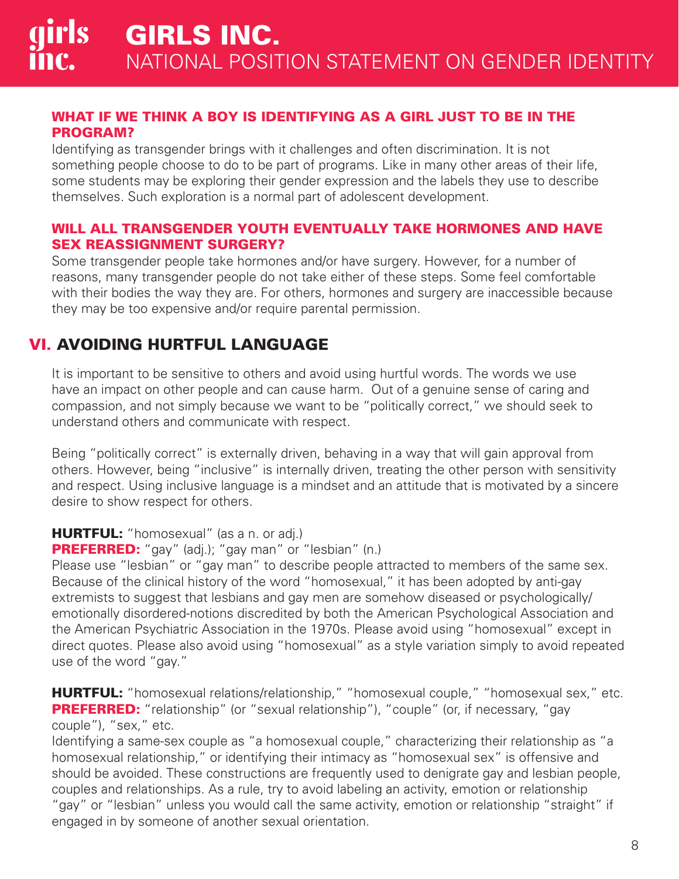#### WHAT IF WE THINK A BOY IS IDENTIFYING AS A GIRL JUST TO BE IN THE PROGRAM?

Identifying as transgender brings with it challenges and often discrimination. It is not something people choose to do to be part of programs. Like in many other areas of their life, some students may be exploring their gender expression and the labels they use to describe themselves. Such exploration is a normal part of adolescent development.

#### WILL ALL TRANSGENDER YOUTH EVENTUALLY TAKE HORMONES AND HAVE SEX REASSIGNMENT SURGERY?

Some transgender people take hormones and/or have surgery. However, for a number of reasons, many transgender people do not take either of these steps. Some feel comfortable with their bodies the way they are. For others, hormones and surgery are inaccessible because they may be too expensive and/or require parental permission.

## VI. AVOIDING HURTFUL LANGUAGE

It is important to be sensitive to others and avoid using hurtful words. The words we use have an impact on other people and can cause harm. Out of a genuine sense of caring and compassion, and not simply because we want to be "politically correct," we should seek to understand others and communicate with respect.

Being "politically correct" is externally driven, behaving in a way that will gain approval from others. However, being "inclusive" is internally driven, treating the other person with sensitivity and respect. Using inclusive language is a mindset and an attitude that is motivated by a sincere desire to show respect for others.

**HURTFUL:** "homosexual" (as a n. or adj.)
**PREFERRED:** "gay" (adj.); "gay man" or "lesbian" (n.)
Please use "lesbian" or "gay man" to describe people attracted to members of the same sex. Because of the clinical history of the word "homosexual," it has been adopted by anti-gay extremists to suggest that lesbians and gay men are somehow diseased or psychologically/emotionally disordered-notions discredited by both the American Psychological Association and the American Psychiatric Association in the 1970s. Please avoid using "homosexual" except in direct quotes. Please also avoid using "homosexual" as a style variation simply to avoid repeated use of the word "gay."

**HURTFUL:** "homosexual relations/relationship," "homosexual couple," "homosexual sex," etc.
**PREFERRED:** "relationship" (or "sexual relationship"), "couple" (or, if necessary, "gay couple"), "sex," etc.
Identifying a same-sex couple as "a homosexual couple," characterizing their relationship as "a homosexual relationship," or identifying their intimacy as "homosexual sex" is offensive and should be avoided. These constructions are frequently used to denigrate gay and lesbian people, couples and relationships. As a rule, try to avoid labeling an activity, emotion or relationship "gay" or "lesbian" unless you would call the same activity, emotion or relationship "straight" if engaged in by someone of another sexual orientation.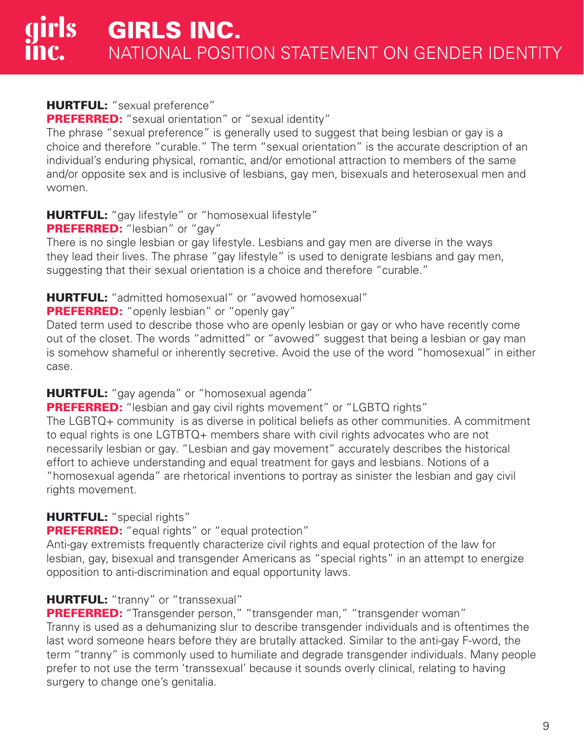**HURTFUL:** "sexual preference"
**PREFERRED:** "sexual orientation" or "sexual identity"
The phrase "sexual preference" is generally used to suggest that being lesbian or gay is a choice and therefore "curable." The term "sexual orientation" is the accurate description of an individual's enduring physical, romantic, and/or emotional attraction to members of the same and/or opposite sex and is inclusive of lesbians, gay men, bisexuals and heterosexual men and women.

**HURTFUL:** "gay lifestyle" or "homosexual lifestyle"
**PREFERRED:** "lesbian" or "gay"
There is no single lesbian or gay lifestyle. Lesbians and gay men are diverse in the ways they lead their lives. The phrase "gay lifestyle" is used to denigrate lesbians and gay men, suggesting that their sexual orientation is a choice and therefore "curable."

**HURTFUL:** "admitted homosexual" or "avowed homosexual"
**PREFERRED:** "openly lesbian" or "openly gay"
Dated term used to describe those who are openly lesbian or gay or who have recently come out of the closet. The words "admitted" or "avowed" suggest that being a lesbian or gay man is somehow shameful or inherently secretive. Avoid the use of the word "homosexual" in either case.

**HURTFUL:** "gay agenda" or "homosexual agenda"
**PREFERRED:** "lesbian and gay civil rights movement" or "LGBTQ rights"
The LGBTQ+ community is as diverse in political beliefs as other communities. A commitment to equal rights is one LGTBTQ+ members share with civil rights advocates who are not necessarily lesbian or gay. "Lesbian and gay movement" accurately describes the historical effort to achieve understanding and equal treatment for gays and lesbians. Notions of a "homosexual agenda" are rhetorical inventions to portray as sinister the lesbian and gay civil rights movement.

**HURTFUL:** "special rights"
**PREFERRED:** "equal rights" or "equal protection"
Anti-gay extremists frequently characterize civil rights and equal protection of the law for lesbian, gay, bisexual and transgender Americans as "special rights" in an attempt to energize opposition to anti-discrimination and equal opportunity laws.

**HURTFUL:** "tranny" or "transsexual"
**PREFERRED:** "Transgender person," "transgender man," "transgender woman"
Tranny is used as a dehumanizing slur to describe transgender individuals and is oftentimes the last word someone hears before they are brutally attacked. Similar to the anti-gay F-word, the term "tranny" is commonly used to humiliate and degrade transgender individuals. Many people prefer to not use the term 'transsexual' because it sounds overly clinical, relating to having surgery to change one's genitalia.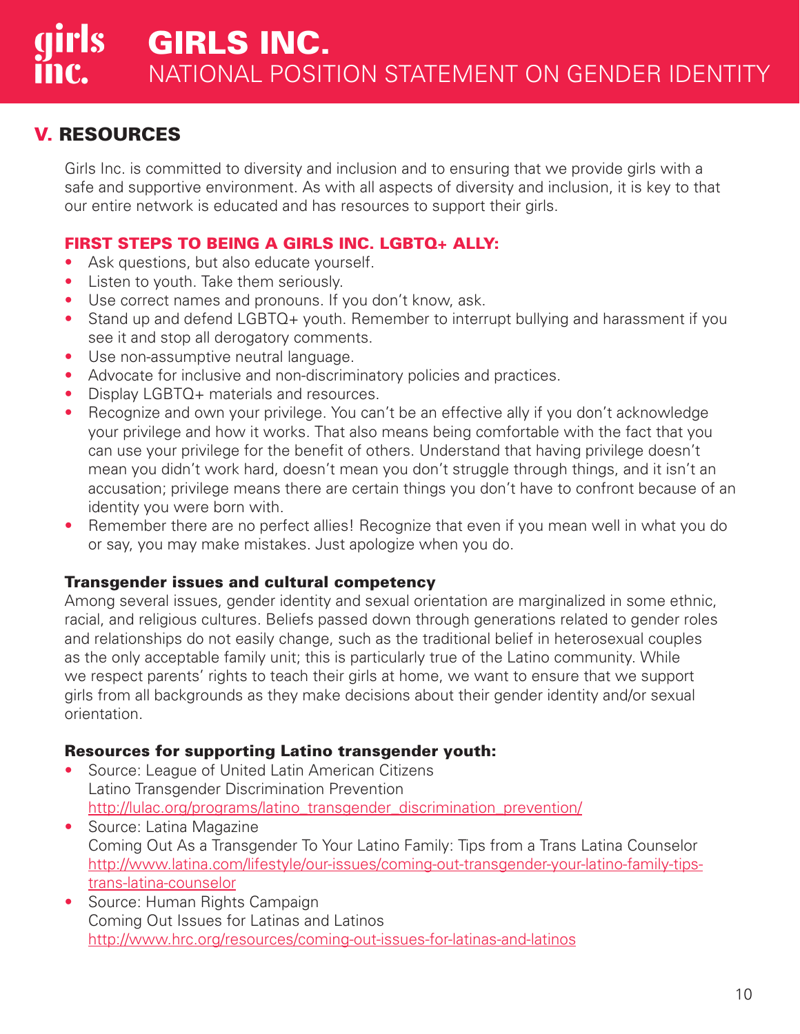## V. RESOURCES

Girls Inc. is committed to diversity and inclusion and to ensuring that we provide girls with a safe and supportive environment. As with all aspects of diversity and inclusion, it is key to that our entire network is educated and has resources to support their girls.

### FIRST STEPS TO BEING A GIRLS INC. LGBTQ+ ALLY:

- Ask questions, but also educate yourself.
- Listen to youth. Take them seriously.
- Use correct names and pronouns. If you don't know, ask.
- Stand up and defend LGBTQ+ youth. Remember to interrupt bullying and harassment if you see it and stop all derogatory comments.
- Use non-assumptive neutral language.
- Advocate for inclusive and non-discriminatory policies and practices.
- Display LGBTQ+ materials and resources.
- Recognize and own your privilege. You can't be an effective ally if you don't acknowledge your privilege and how it works. That also means being comfortable with the fact that you can use your privilege for the benefit of others. Understand that having privilege doesn't mean you didn't work hard, doesn't mean you don't struggle through things, and it isn't an accusation; privilege means there are certain things you don't have to confront because of an identity you were born with.
- Remember there are no perfect allies! Recognize that even if you mean well in what you do or say, you may make mistakes. Just apologize when you do.

### Transgender issues and cultural competency

Among several issues, gender identity and sexual orientation are marginalized in some ethnic, racial, and religious cultures. Beliefs passed down through generations related to gender roles and relationships do not easily change, such as the traditional belief in heterosexual couples as the only acceptable family unit; this is particularly true of the Latino community. While we respect parents' rights to teach their girls at home, we want to ensure that we support girls from all backgrounds as they make decisions about their gender identity and/or sexual orientation.

### Resources for supporting Latino transgender youth:

- Source: League of United Latin American Citizens
  Latino Transgender Discrimination Prevention
  http://lulac.org/programs/latino_transgender_discrimination_prevention/
- Source: Latina Magazine
  Coming Out As a Transgender To Your Latino Family: Tips from a Trans Latina Counselor
  http://www.latina.com/lifestyle/our-issues/coming-out-transgender-your-latino-family-tips-trans-latina-counselor
- Source: Human Rights Campaign
  Coming Out Issues for Latinas and Latinos
  http://www.hrc.org/resources/coming-out-issues-for-latinas-and-latinos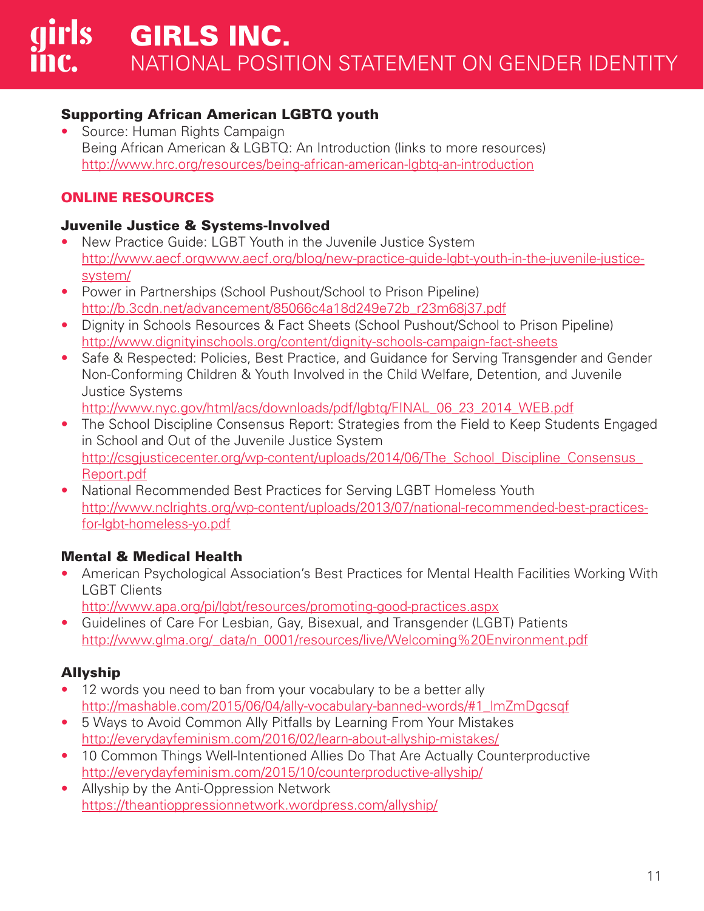### Supporting African American LGBTQ youth

- Source: Human Rights Campaign
  Being African American & LGBTQ: An Introduction (links to more resources)
  http://www.hrc.org/resources/being-african-american-lgbtq-an-introduction

## ONLINE RESOURCES

### Juvenile Justice & Systems-Involved

- New Practice Guide: LGBT Youth in the Juvenile Justice System
  http://www.aecf.orgwww.aecf.org/blog/new-practice-guide-lgbt-youth-in-the-juvenile-justice-system/
- Power in Partnerships (School Pushout/School to Prison Pipeline)
  http://b.3cdn.net/advancement/85066c4a18d249e72b_r23m68j37.pdf
- Dignity in Schools Resources & Fact Sheets (School Pushout/School to Prison Pipeline)
  http://www.dignityinschools.org/content/dignity-schools-campaign-fact-sheets
- Safe & Respected: Policies, Best Practice, and Guidance for Serving Transgender and Gender Non-Conforming Children & Youth Involved in the Child Welfare, Detention, and Juvenile Justice Systems
  http://www.nyc.gov/html/acs/downloads/pdf/lgbtq/FINAL_06_23_2014_WEB.pdf
- The School Discipline Consensus Report: Strategies from the Field to Keep Students Engaged in School and Out of the Juvenile Justice System
  http://csgjusticecenter.org/wp-content/uploads/2014/06/The_School_Discipline_Consensus_Report.pdf
- National Recommended Best Practices for Serving LGBT Homeless Youth
  http://www.nclrights.org/wp-content/uploads/2013/07/national-recommended-best-practices-for-lgbt-homeless-yo.pdf

### Mental & Medical Health

- American Psychological Association's Best Practices for Mental Health Facilities Working With LGBT Clients
  http://www.apa.org/pi/lgbt/resources/promoting-good-practices.aspx
- Guidelines of Care For Lesbian, Gay, Bisexual, and Transgender (LGBT) Patients
  http://www.glma.org/_data/n_0001/resources/live/Welcoming%20Environment.pdf

### Allyship

- 12 words you need to ban from your vocabulary to be a better ally
  http://mashable.com/2015/06/04/ally-vocabulary-banned-words/#1_lmZmDgcsqf
- 5 Ways to Avoid Common Ally Pitfalls by Learning From Your Mistakes
  http://everydayfeminism.com/2016/02/learn-about-allyship-mistakes/
- 10 Common Things Well-Intentioned Allies Do That Are Actually Counterproductive
  http://everydayfeminism.com/2015/10/counterproductive-allyship/
- Allyship by the Anti-Oppression Network
  https://theantioppressionnetwork.wordpress.com/allyship/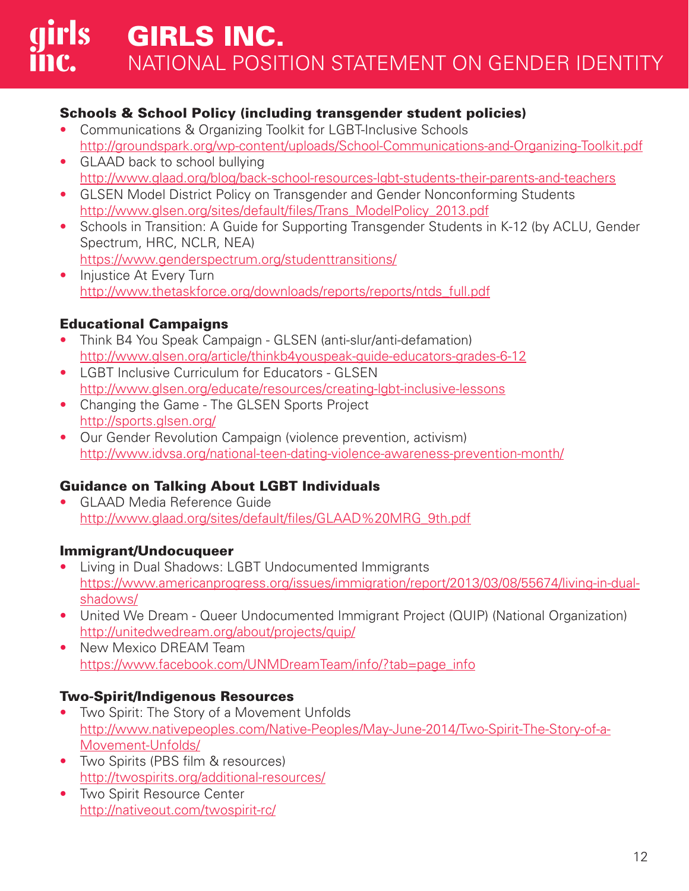## Schools & School Policy (including transgender student policies)

- Communications & Organizing Toolkit for LGBT-Inclusive Schools
  http://groundspark.org/wp-content/uploads/School-Communications-and-Organizing-Toolkit.pdf
- GLAAD back to school bullying
  http://www.glaad.org/blog/back-school-resources-lgbt-students-their-parents-and-teachers
- GLSEN Model District Policy on Transgender and Gender Nonconforming Students
  http://www.glsen.org/sites/default/files/Trans_ModelPolicy_2013.pdf
- Schools in Transition: A Guide for Supporting Transgender Students in K-12 (by ACLU, Gender Spectrum, HRC, NCLR, NEA)
  https://www.genderspectrum.org/studenttransitions/
- Injustice At Every Turn
  http://www.thetaskforce.org/downloads/reports/reports/ntds_full.pdf

## Educational Campaigns

- Think B4 You Speak Campaign - GLSEN (anti-slur/anti-defamation)
  http://www.glsen.org/article/thinkb4youspeak-guide-educators-grades-6-12
- LGBT Inclusive Curriculum for Educators - GLSEN
  http://www.glsen.org/educate/resources/creating-lgbt-inclusive-lessons
- Changing the Game - The GLSEN Sports Project
  http://sports.glsen.org/
- Our Gender Revolution Campaign (violence prevention, activism)
  http://www.idvsa.org/national-teen-dating-violence-awareness-prevention-month/

## Guidance on Talking About LGBT Individuals

- GLAAD Media Reference Guide
  http://www.glaad.org/sites/default/files/GLAAD%20MRG_9th.pdf

## Immigrant/Undocuqueer

- Living in Dual Shadows: LGBT Undocumented Immigrants
  https://www.americanprogress.org/issues/immigration/report/2013/03/08/55674/living-in-dual-shadows/
- United We Dream - Queer Undocumented Immigrant Project (QUIP) (National Organization)
  http://unitedwedream.org/about/projects/quip/
- New Mexico DREAM Team
  https://www.facebook.com/UNMDreamTeam/info/?tab=page_info

## Two-Spirit/Indigenous Resources

- Two Spirit: The Story of a Movement Unfolds
  http://www.nativepeoples.com/Native-Peoples/May-June-2014/Two-Spirit-The-Story-of-a-Movement-Unfolds/
- Two Spirits (PBS film & resources)
  http://twospirits.org/additional-resources/
- Two Spirit Resource Center
  http://nativeout.com/twospirit-rc/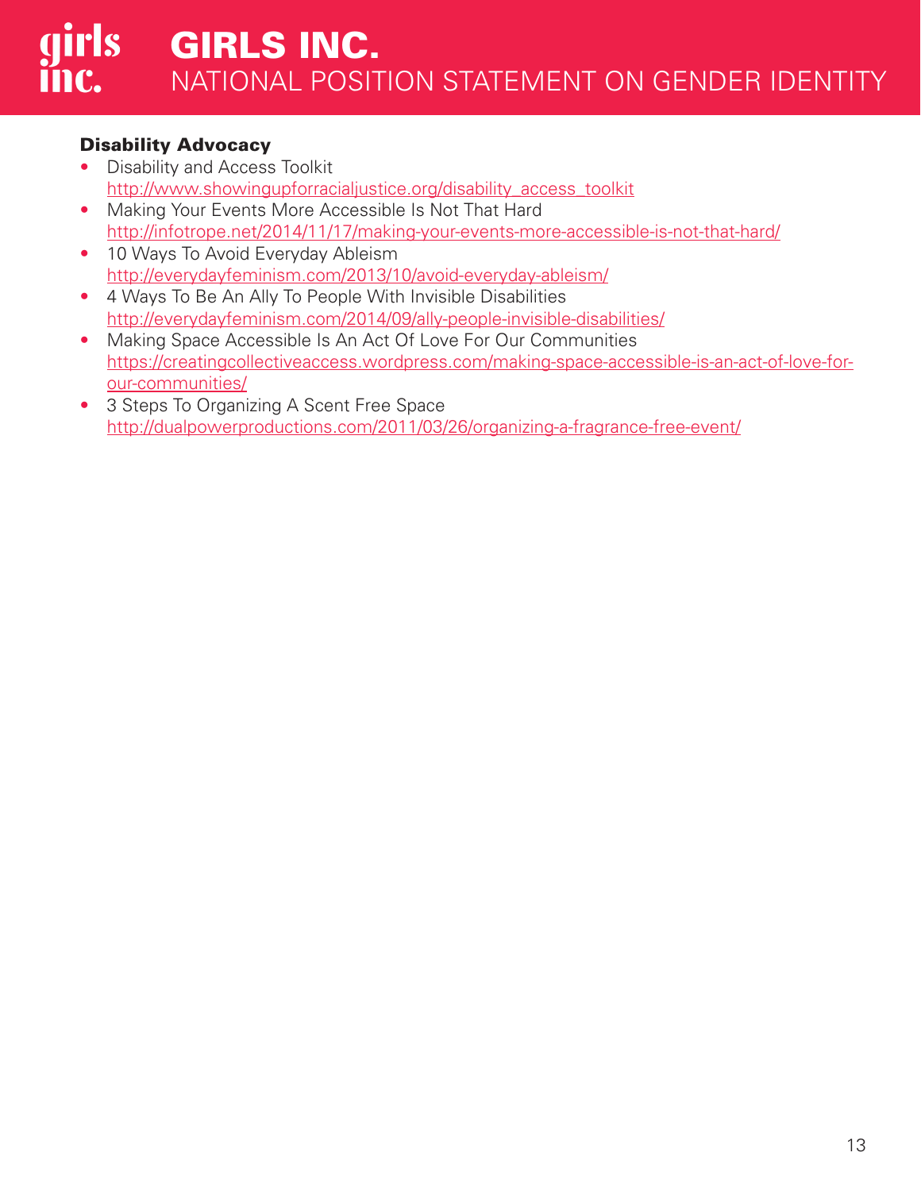### Disability Advocacy

- Disability and Access Toolkit
  http://www.showingupforracialjustice.org/disability_access_toolkit
- Making Your Events More Accessible Is Not That Hard
  http://infotrope.net/2014/11/17/making-your-events-more-accessible-is-not-that-hard/
- 10 Ways To Avoid Everyday Ableism
  http://everydayfeminism.com/2013/10/avoid-everyday-ableism/
- 4 Ways To Be An Ally To People With Invisible Disabilities
  http://everydayfeminism.com/2014/09/ally-people-invisible-disabilities/
- Making Space Accessible Is An Act Of Love For Our Communities
  https://creatingcollectiveaccess.wordpress.com/making-space-accessible-is-an-act-of-love-for-our-communities/
- 3 Steps To Organizing A Scent Free Space
  http://dualpowerproductions.com/2011/03/26/organizing-a-fragrance-free-event/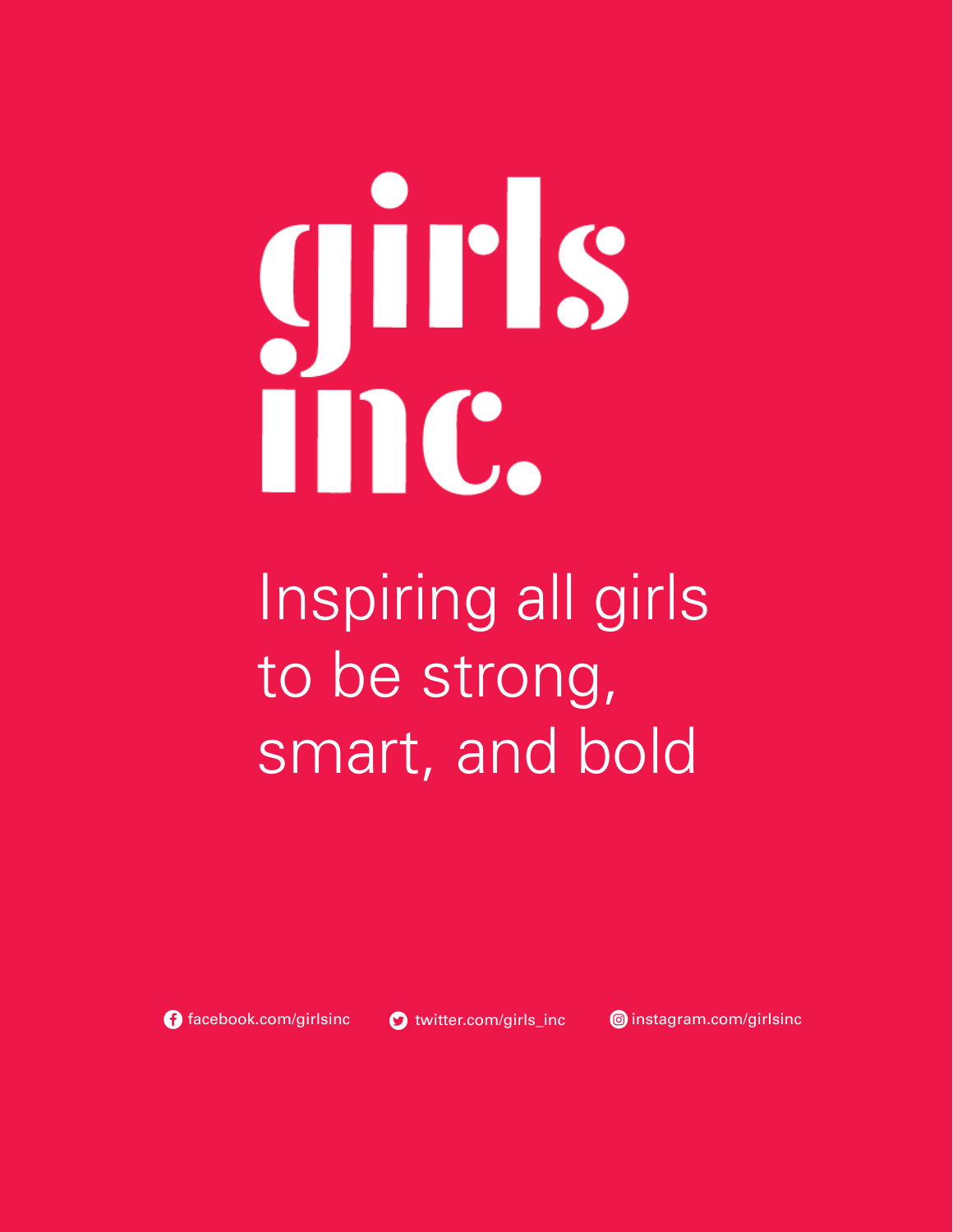# girls inc.

Inspiring all girls to be strong, smart, and bold

facebook.com/girlsinc twitter.com/girls_inc instagram.com/girlsinc